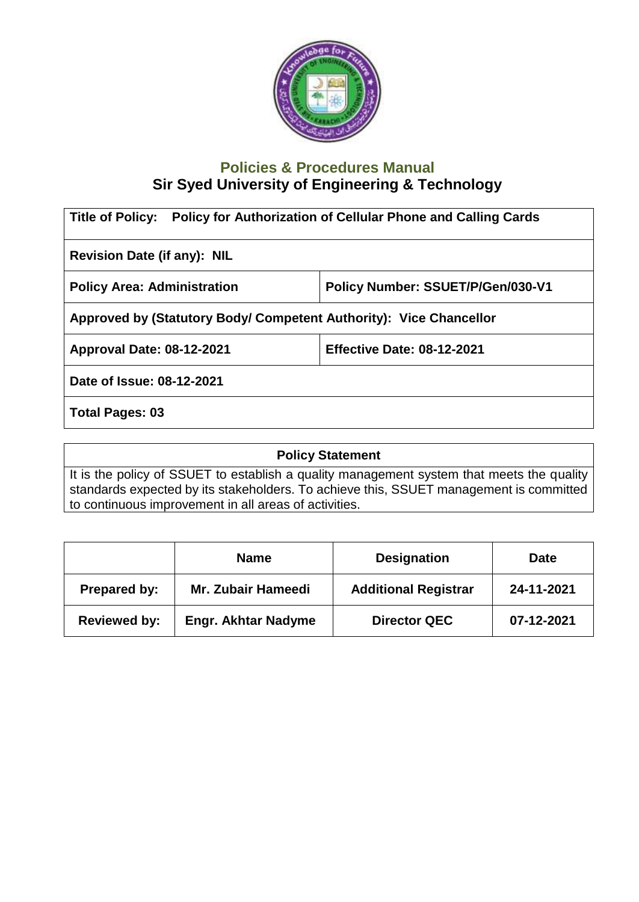## Policies & Procedures Manual

## Sir Syed University of Engineering & Technology

| **Title of Policy:** Policy for Authorization of Cellular Phone and Calling Cards | |
|---|---|
| **Revision Date (if any): NIL** | |
| **Policy Area: Administration** | **Policy Number: SSUET/P/Gen/030-V1** |
| **Approved by (Statutory Body/ Competent Authority): Vice Chancellor** | |
| **Approval Date: 08-12-2021** | **Effective Date: 08-12-2021** |
| **Date of Issue: 08-12-2021** | |
| **Total Pages: 03** | |

| **Policy Statement** |
|---|
| It is the policy of SSUET to establish a quality management system that meets the quality standards expected by its stakeholders. To achieve this, SSUET management is committed to continuous improvement in all areas of activities. |

| | **Name** | **Designation** | **Date** |
|---|---|---|---|
| **Prepared by:** | **Mr. Zubair Hameedi** | **Additional Registrar** | **24-11-2021** |
| **Reviewed by:** | **Engr. Akhtar Nadyme** | **Director QEC** | **07-12-2021** |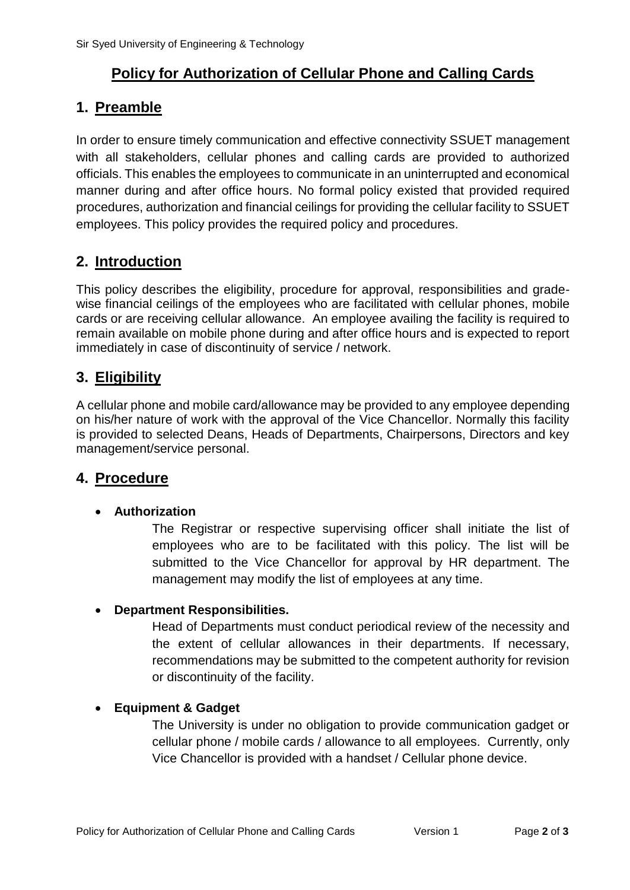# Policy for Authorization of Cellular Phone and Calling Cards

## 1. Preamble

In order to ensure timely communication and effective connectivity SSUET management with all stakeholders, cellular phones and calling cards are provided to authorized officials. This enables the employees to communicate in an uninterrupted and economical manner during and after office hours. No formal policy existed that provided required procedures, authorization and financial ceilings for providing the cellular facility to SSUET employees. This policy provides the required policy and procedures.

## 2. Introduction

This policy describes the eligibility, procedure for approval, responsibilities and grade-wise financial ceilings of the employees who are facilitated with cellular phones, mobile cards or are receiving cellular allowance. An employee availing the facility is required to remain available on mobile phone during and after office hours and is expected to report immediately in case of discontinuity of service / network.

## 3. Eligibility

A cellular phone and mobile card/allowance may be provided to any employee depending on his/her nature of work with the approval of the Vice Chancellor. Normally this facility is provided to selected Deans, Heads of Departments, Chairpersons, Directors and key management/service personal.

## 4. Procedure

- **Authorization**

  The Registrar or respective supervising officer shall initiate the list of employees who are to be facilitated with this policy. The list will be submitted to the Vice Chancellor for approval by HR department. The management may modify the list of employees at any time.

- **Department Responsibilities.**

  Head of Departments must conduct periodical review of the necessity and the extent of cellular allowances in their departments. If necessary, recommendations may be submitted to the competent authority for revision or discontinuity of the facility.

- **Equipment & Gadget**

  The University is under no obligation to provide communication gadget or cellular phone / mobile cards / allowance to all employees. Currently, only Vice Chancellor is provided with a handset / Cellular phone device.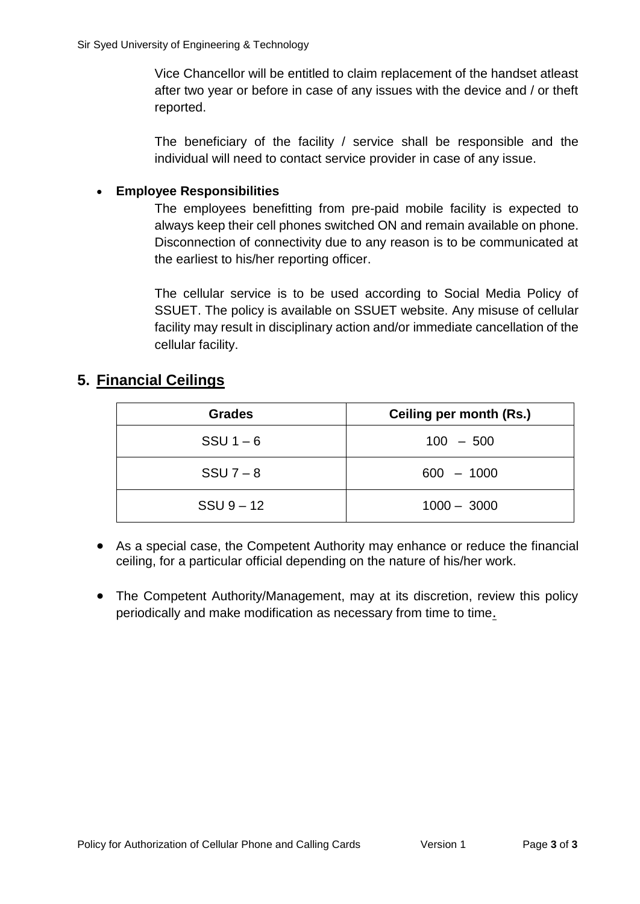Vice Chancellor will be entitled to claim replacement of the handset atleast after two year or before in case of any issues with the device and / or theft reported.

The beneficiary of the facility / service shall be responsible and the individual will need to contact service provider in case of any issue.

- **Employee Responsibilities**

  The employees benefitting from pre-paid mobile facility is expected to always keep their cell phones switched ON and remain available on phone. Disconnection of connectivity due to any reason is to be communicated at the earliest to his/her reporting officer.

  The cellular service is to be used according to Social Media Policy of SSUET. The policy is available on SSUET website. Any misuse of cellular facility may result in disciplinary action and/or immediate cancellation of the cellular facility.

## 5. Financial Ceilings

| Grades | Ceiling per month (Rs.) |
|---|---|
| SSU 1 – 6 | 100 – 500 |
| SSU 7 – 8 | 600 – 1000 |
| SSU 9 – 12 | 1000 – 3000 |

- As a special case, the Competent Authority may enhance or reduce the financial ceiling, for a particular official depending on the nature of his/her work.
- The Competent Authority/Management, may at its discretion, review this policy periodically and make modification as necessary from time to time.